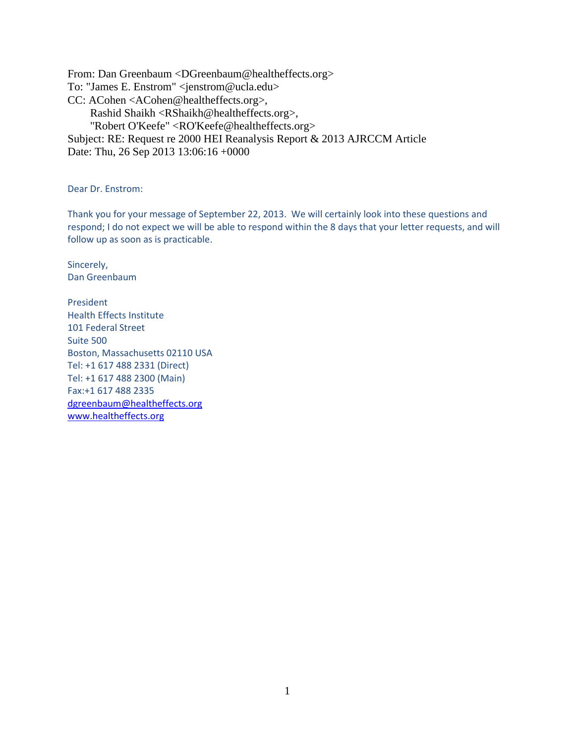From: Dan Greenbaum <DGreenbaum@healtheffects.org>
To: "James E. Enstrom" <jenstrom@ucla.edu>
CC: ACohen <ACohen@healtheffects.org>,
Rashid Shaikh <RShaikh@healtheffects.org>,
"Robert O'Keefe" <RO'Keefe@healtheffects.org>
Subject: RE: Request re 2000 HEI Reanalysis Report & 2013 AJRCCM Article
Date: Thu, 26 Sep 2013 13:06:16 +0000

Dear Dr. Enstrom:

Thank you for your message of September 22, 2013. We will certainly look into these questions and respond; I do not expect we will be able to respond within the 8 days that your letter requests, and will follow up as soon as is practicable.

Sincerely,
Dan Greenbaum

President
Health Effects Institute
101 Federal Street
Suite 500
Boston, Massachusetts 02110 USA
Tel: +1 617 488 2331 (Direct)
Tel: +1 617 488 2300 (Main)
Fax:+1 617 488 2335
dgreenbaum@healtheffects.org
www.healtheffects.org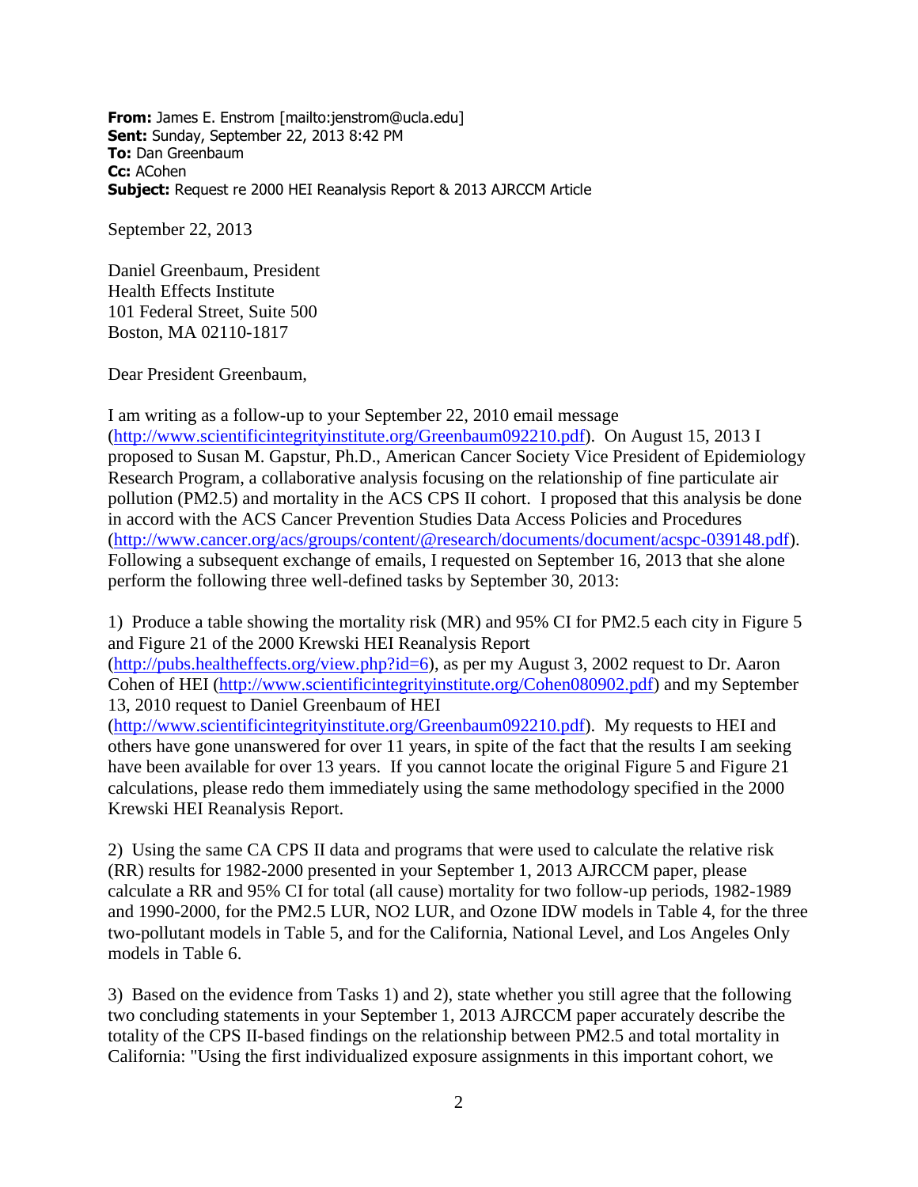**From:** James E. Enstrom [mailto:jenstrom@ucla.edu]
**Sent:** Sunday, September 22, 2013 8:42 PM
**To:** Dan Greenbaum
**Cc:** ACohen
**Subject:** Request re 2000 HEI Reanalysis Report & 2013 AJRCCM Article

September 22, 2013

Daniel Greenbaum, President
Health Effects Institute
101 Federal Street, Suite 500
Boston, MA 02110-1817

Dear President Greenbaum,

I am writing as a follow-up to your September 22, 2010 email message (http://www.scientificintegrityinstitute.org/Greenbaum092210.pdf). On August 15, 2013 I proposed to Susan M. Gapstur, Ph.D., American Cancer Society Vice President of Epidemiology Research Program, a collaborative analysis focusing on the relationship of fine particulate air pollution (PM2.5) and mortality in the ACS CPS II cohort. I proposed that this analysis be done in accord with the ACS Cancer Prevention Studies Data Access Policies and Procedures (http://www.cancer.org/acs/groups/content/@research/documents/document/acspc-039148.pdf). Following a subsequent exchange of emails, I requested on September 16, 2013 that she alone perform the following three well-defined tasks by September 30, 2013:

1) Produce a table showing the mortality risk (MR) and 95% CI for PM2.5 each city in Figure 5 and Figure 21 of the 2000 Krewski HEI Reanalysis Report (http://pubs.healtheffects.org/view.php?id=6), as per my August 3, 2002 request to Dr. Aaron Cohen of HEI (http://www.scientificintegrityinstitute.org/Cohen080902.pdf) and my September 13, 2010 request to Daniel Greenbaum of HEI (http://www.scientificintegrityinstitute.org/Greenbaum092210.pdf). My requests to HEI and others have gone unanswered for over 11 years, in spite of the fact that the results I am seeking have been available for over 13 years. If you cannot locate the original Figure 5 and Figure 21 calculations, please redo them immediately using the same methodology specified in the 2000 Krewski HEI Reanalysis Report.

2) Using the same CA CPS II data and programs that were used to calculate the relative risk (RR) results for 1982-2000 presented in your September 1, 2013 AJRCCM paper, please calculate a RR and 95% CI for total (all cause) mortality for two follow-up periods, 1982-1989 and 1990-2000, for the PM2.5 LUR, NO2 LUR, and Ozone IDW models in Table 4, for the three two-pollutant models in Table 5, and for the California, National Level, and Los Angeles Only models in Table 6.

3) Based on the evidence from Tasks 1) and 2), state whether you still agree that the following two concluding statements in your September 1, 2013 AJRCCM paper accurately describe the totality of the CPS II-based findings on the relationship between PM2.5 and total mortality in California: "Using the first individualized exposure assignments in this important cohort, we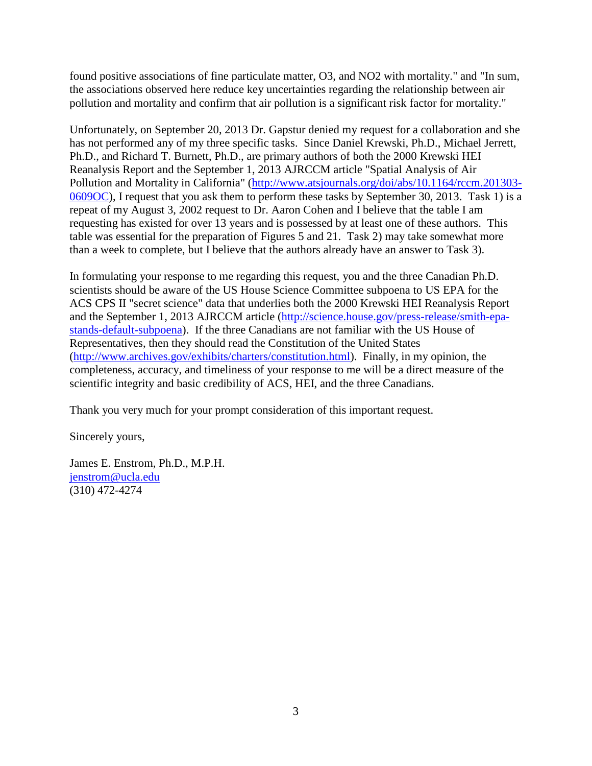found positive associations of fine particulate matter, O3, and NO2 with mortality." and "In sum, the associations observed here reduce key uncertainties regarding the relationship between air pollution and mortality and confirm that air pollution is a significant risk factor for mortality."

Unfortunately, on September 20, 2013 Dr. Gapstur denied my request for a collaboration and she has not performed any of my three specific tasks. Since Daniel Krewski, Ph.D., Michael Jerrett, Ph.D., and Richard T. Burnett, Ph.D., are primary authors of both the 2000 Krewski HEI Reanalysis Report and the September 1, 2013 AJRCCM article "Spatial Analysis of Air Pollution and Mortality in California" (http://www.atsjournals.org/doi/abs/10.1164/rccm.201303-0609OC), I request that you ask them to perform these tasks by September 30, 2013. Task 1) is a repeat of my August 3, 2002 request to Dr. Aaron Cohen and I believe that the table I am requesting has existed for over 13 years and is possessed by at least one of these authors. This table was essential for the preparation of Figures 5 and 21. Task 2) may take somewhat more than a week to complete, but I believe that the authors already have an answer to Task 3).

In formulating your response to me regarding this request, you and the three Canadian Ph.D. scientists should be aware of the US House Science Committee subpoena to US EPA for the ACS CPS II "secret science" data that underlies both the 2000 Krewski HEI Reanalysis Report and the September 1, 2013 AJRCCM article (http://science.house.gov/press-release/smith-epa-stands-default-subpoena). If the three Canadians are not familiar with the US House of Representatives, then they should read the Constitution of the United States (http://www.archives.gov/exhibits/charters/constitution.html). Finally, in my opinion, the completeness, accuracy, and timeliness of your response to me will be a direct measure of the scientific integrity and basic credibility of ACS, HEI, and the three Canadians.

Thank you very much for your prompt consideration of this important request.

Sincerely yours,

James E. Enstrom, Ph.D., M.P.H.
jenstrom@ucla.edu
(310) 472-4274